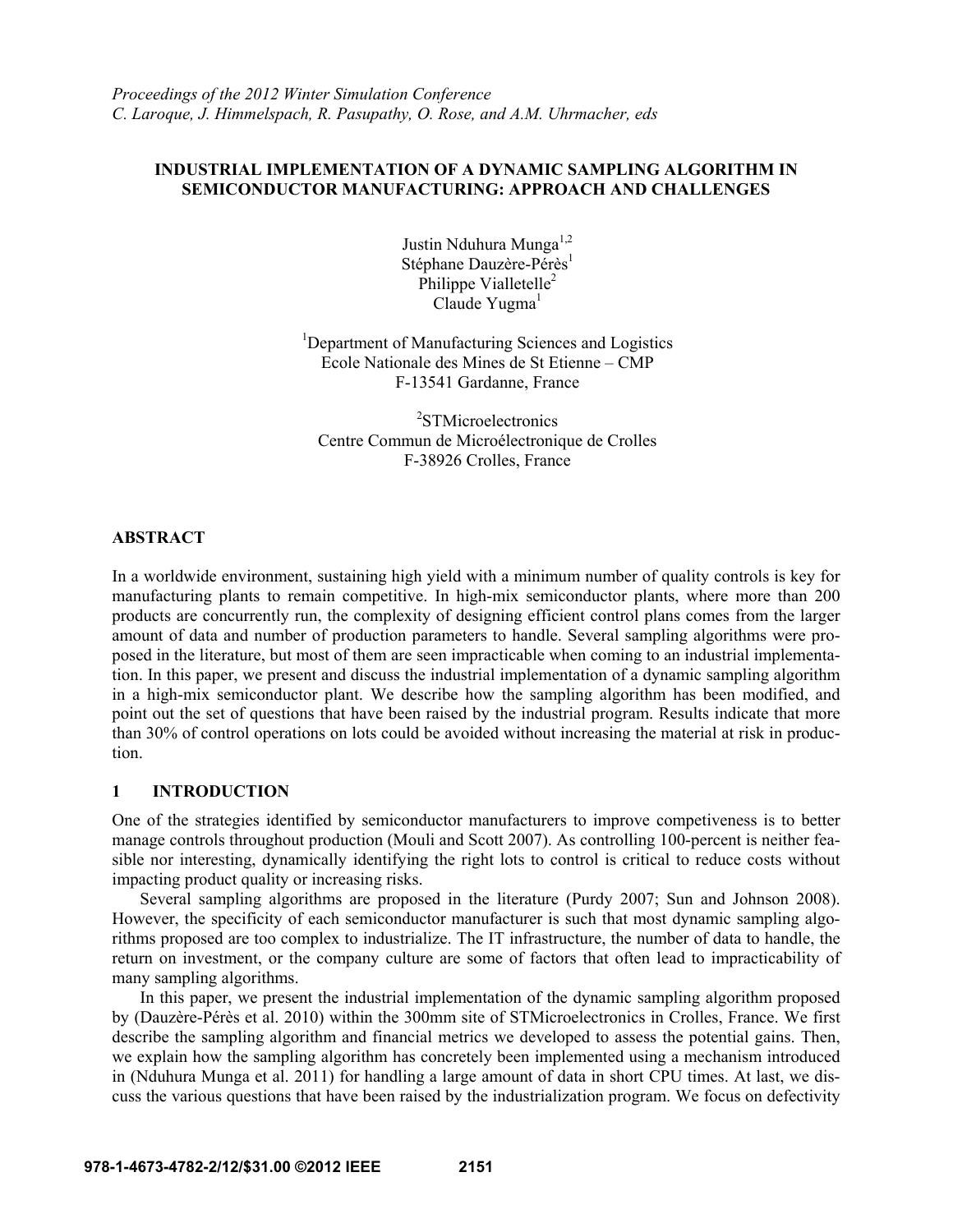*Proceedings of the 2012 Winter Simulation Conference*
*C. Laroque, J. Himmelspach, R. Pasupathy, O. Rose, and A.M. Uhrmacher, eds*

# INDUSTRIAL IMPLEMENTATION OF A DYNAMIC SAMPLING ALGORITHM IN SEMICONDUCTOR MANUFACTURING: APPROACH AND CHALLENGES

Justin Nduhura Munga[1,2]
Stéphane Dauzère-Pérès[1]
Philippe Vialletelle[2]
Claude Yugma[1]

[1]Department of Manufacturing Sciences and Logistics
Ecole Nationale des Mines de St Etienne – CMP
F-13541 Gardanne, France

[2]STMicroelectronics
Centre Commun de Microélectronique de Crolles
F-38926 Crolles, France

## ABSTRACT

In a worldwide environment, sustaining high yield with a minimum number of quality controls is key for manufacturing plants to remain competitive. In high-mix semiconductor plants, where more than 200 products are concurrently run, the complexity of designing efficient control plans comes from the larger amount of data and number of production parameters to handle. Several sampling algorithms were proposed in the literature, but most of them are seen impracticable when coming to an industrial implementation. In this paper, we present and discuss the industrial implementation of a dynamic sampling algorithm in a high-mix semiconductor plant. We describe how the sampling algorithm has been modified, and point out the set of questions that have been raised by the industrial program. Results indicate that more than 30% of control operations on lots could be avoided without increasing the material at risk in production.

## 1 INTRODUCTION

One of the strategies identified by semiconductor manufacturers to improve competiveness is to better manage controls throughout production (Mouli and Scott 2007). As controlling 100-percent is neither feasible nor interesting, dynamically identifying the right lots to control is critical to reduce costs without impacting product quality or increasing risks.

Several sampling algorithms are proposed in the literature (Purdy 2007; Sun and Johnson 2008). However, the specificity of each semiconductor manufacturer is such that most dynamic sampling algorithms proposed are too complex to industrialize. The IT infrastructure, the number of data to handle, the return on investment, or the company culture are some of factors that often lead to impracticability of many sampling algorithms.

In this paper, we present the industrial implementation of the dynamic sampling algorithm proposed by (Dauzère-Pérès et al. 2010) within the 300mm site of STMicroelectronics in Crolles, France. We first describe the sampling algorithm and financial metrics we developed to assess the potential gains. Then, we explain how the sampling algorithm has concretely been implemented using a mechanism introduced in (Nduhura Munga et al. 2011) for handling a large amount of data in short CPU times. At last, we discuss the various questions that have been raised by the industrialization program. We focus on defectivity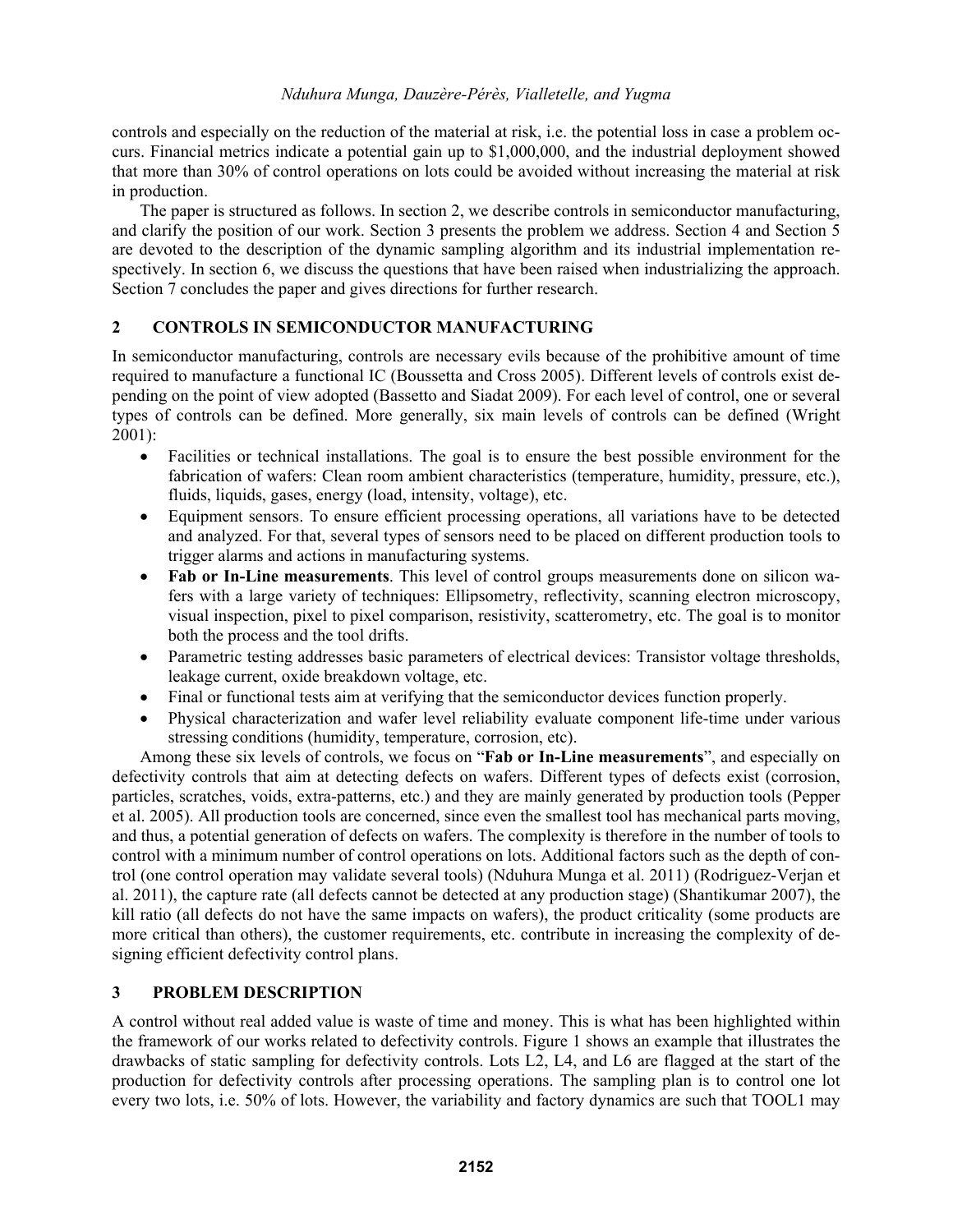controls and especially on the reduction of the material at risk, i.e. the potential loss in case a problem occurs. Financial metrics indicate a potential gain up to $1,000,000, and the industrial deployment showed that more than 30% of control operations on lots could be avoided without increasing the material at risk in production.

The paper is structured as follows. In section 2, we describe controls in semiconductor manufacturing, and clarify the position of our work. Section 3 presents the problem we address. Section 4 and Section 5 are devoted to the description of the dynamic sampling algorithm and its industrial implementation respectively. In section 6, we discuss the questions that have been raised when industrializing the approach. Section 7 concludes the paper and gives directions for further research.

## 2 CONTROLS IN SEMICONDUCTOR MANUFACTURING

In semiconductor manufacturing, controls are necessary evils because of the prohibitive amount of time required to manufacture a functional IC (Boussetta and Cross 2005). Different levels of controls exist depending on the point of view adopted (Bassetto and Siadat 2009). For each level of control, one or several types of controls can be defined. More generally, six main levels of controls can be defined (Wright 2001):

- Facilities or technical installations. The goal is to ensure the best possible environment for the fabrication of wafers: Clean room ambient characteristics (temperature, humidity, pressure, etc.), fluids, liquids, gases, energy (load, intensity, voltage), etc.
- Equipment sensors. To ensure efficient processing operations, all variations have to be detected and analyzed. For that, several types of sensors need to be placed on different production tools to trigger alarms and actions in manufacturing systems.
- **Fab or In-Line measurements**. This level of control groups measurements done on silicon wafers with a large variety of techniques: Ellipsometry, reflectivity, scanning electron microscopy, visual inspection, pixel to pixel comparison, resistivity, scatterometry, etc. The goal is to monitor both the process and the tool drifts.
- Parametric testing addresses basic parameters of electrical devices: Transistor voltage thresholds, leakage current, oxide breakdown voltage, etc.
- Final or functional tests aim at verifying that the semiconductor devices function properly.
- Physical characterization and wafer level reliability evaluate component life-time under various stressing conditions (humidity, temperature, corrosion, etc).

Among these six levels of controls, we focus on "**Fab or In-Line measurements**", and especially on defectivity controls that aim at detecting defects on wafers. Different types of defects exist (corrosion, particles, scratches, voids, extra-patterns, etc.) and they are mainly generated by production tools (Pepper et al. 2005). All production tools are concerned, since even the smallest tool has mechanical parts moving, and thus, a potential generation of defects on wafers. The complexity is therefore in the number of tools to control with a minimum number of control operations on lots. Additional factors such as the depth of control (one control operation may validate several tools) (Nduhura Munga et al. 2011) (Rodriguez-Verjan et al. 2011), the capture rate (all defects cannot be detected at any production stage) (Shantikumar 2007), the kill ratio (all defects do not have the same impacts on wafers), the product criticality (some products are more critical than others), the customer requirements, etc. contribute in increasing the complexity of designing efficient defectivity control plans.

## 3 PROBLEM DESCRIPTION

A control without real added value is waste of time and money. This is what has been highlighted within the framework of our works related to defectivity controls. Figure 1 shows an example that illustrates the drawbacks of static sampling for defectivity controls. Lots L2, L4, and L6 are flagged at the start of the production for defectivity controls after processing operations. The sampling plan is to control one lot every two lots, i.e. 50% of lots. However, the variability and factory dynamics are such that TOOL1 may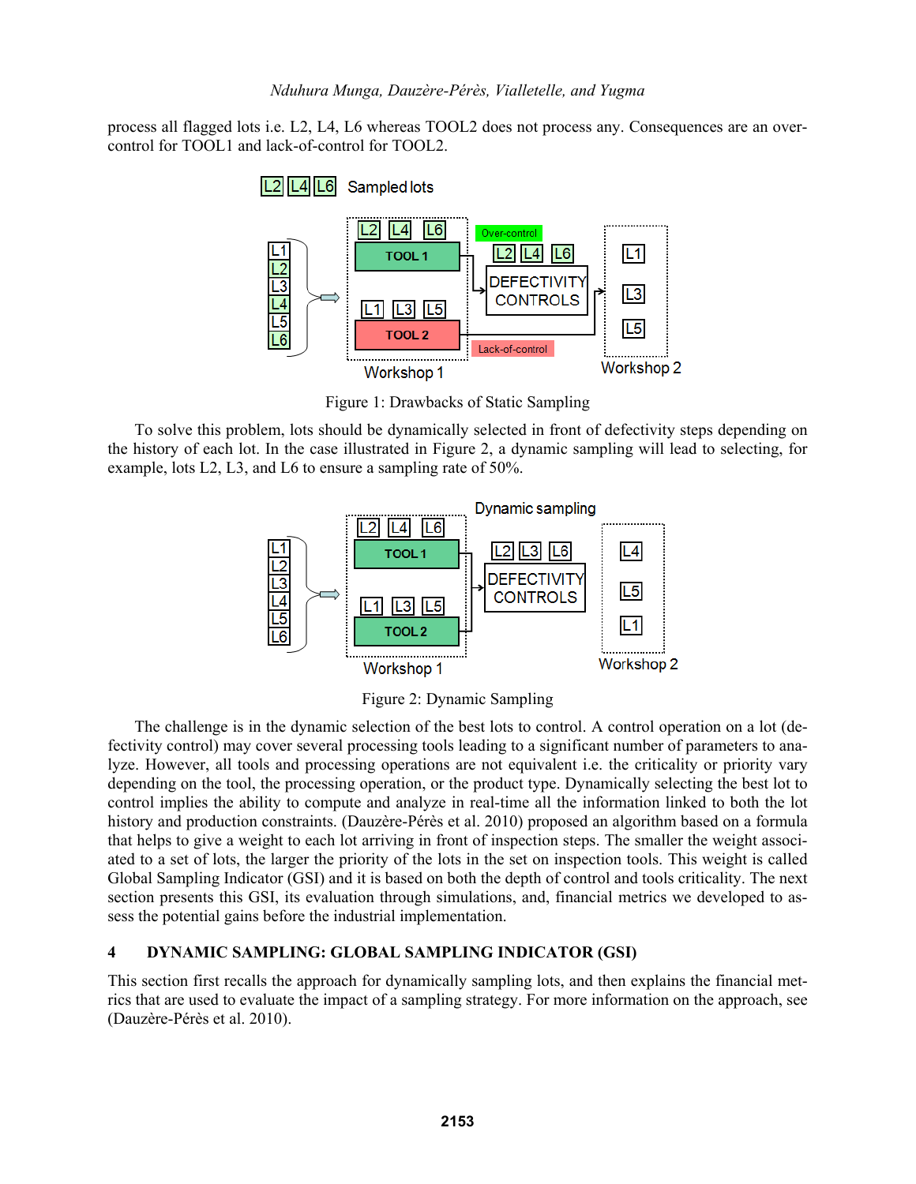process all flagged lots i.e. L2, L4, L6 whereas TOOL2 does not process any. Consequences are an over-control for TOOL1 and lack-of-control for TOOL2.

Figure 1: Drawbacks of Static Sampling

To solve this problem, lots should be dynamically selected in front of defectivity steps depending on the history of each lot. In the case illustrated in Figure 2, a dynamic sampling will lead to selecting, for example, lots L2, L3, and L6 to ensure a sampling rate of 50%.

Figure 2: Dynamic Sampling

The challenge is in the dynamic selection of the best lots to control. A control operation on a lot (defectivity control) may cover several processing tools leading to a significant number of parameters to analyze. However, all tools and processing operations are not equivalent i.e. the criticality or priority vary depending on the tool, the processing operation, or the product type. Dynamically selecting the best lot to control implies the ability to compute and analyze in real-time all the information linked to both the lot history and production constraints. (Dauzère-Pérès et al. 2010) proposed an algorithm based on a formula that helps to give a weight to each lot arriving in front of inspection steps. The smaller the weight associated to a set of lots, the larger the priority of the lots in the set on inspection tools. This weight is called Global Sampling Indicator (GSI) and it is based on both the depth of control and tools criticality. The next section presents this GSI, its evaluation through simulations, and, financial metrics we developed to assess the potential gains before the industrial implementation.

## 4 DYNAMIC SAMPLING: GLOBAL SAMPLING INDICATOR (GSI)

This section first recalls the approach for dynamically sampling lots, and then explains the financial metrics that are used to evaluate the impact of a sampling strategy. For more information on the approach, see (Dauzère-Pérès et al. 2010).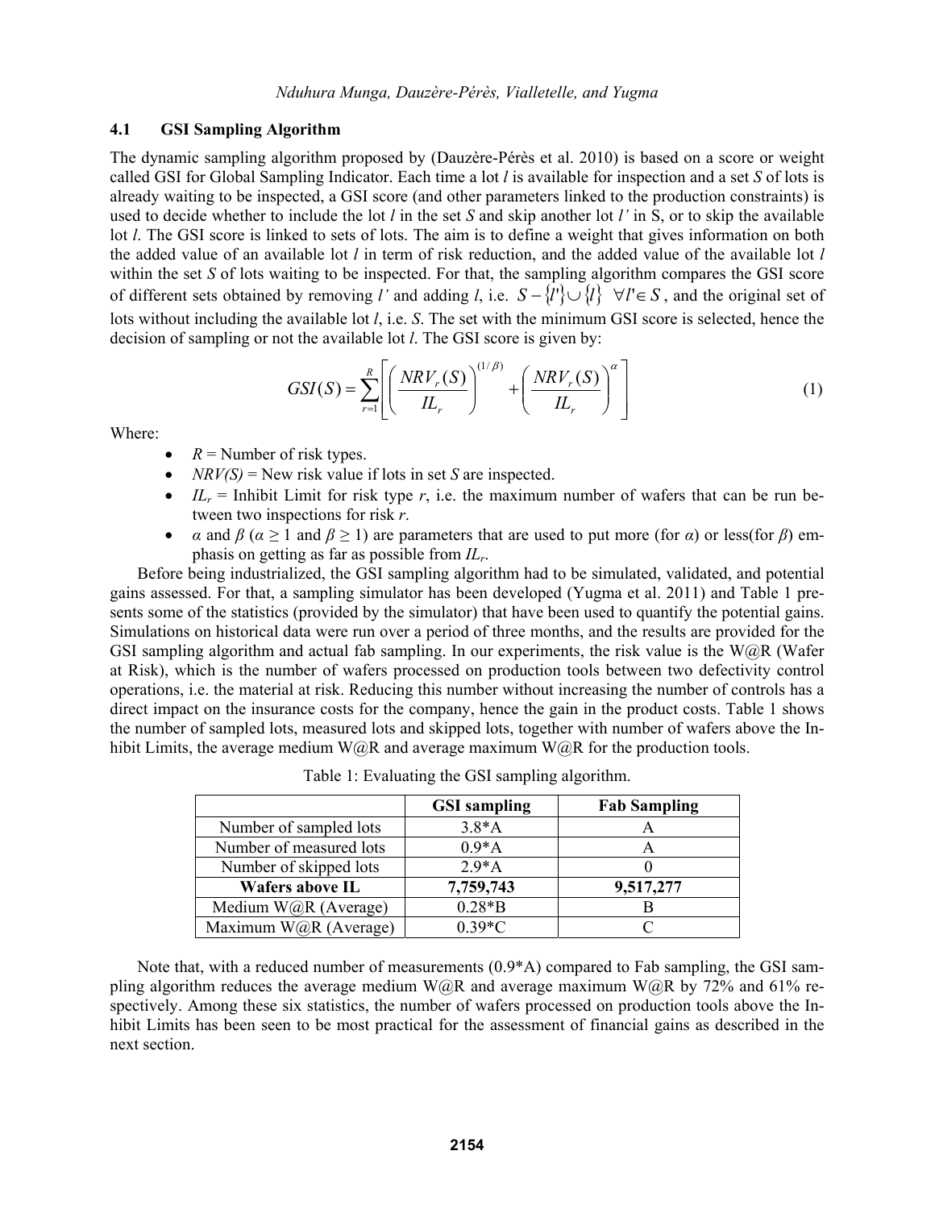### 4.1 GSI Sampling Algorithm

The dynamic sampling algorithm proposed by (Dauzère-Pérès et al. 2010) is based on a score or weight called GSI for Global Sampling Indicator. Each time a lot *l* is available for inspection and a set *S* of lots is already waiting to be inspected, a GSI score (and other parameters linked to the production constraints) is used to decide whether to include the lot *l* in the set *S* and skip another lot *l'* in S, or to skip the available lot *l*. The GSI score is linked to sets of lots. The aim is to define a weight that gives information on both the added value of an available lot *l* in term of risk reduction, and the added value of the available lot *l* within the set *S* of lots waiting to be inspected. For that, the sampling algorithm compares the GSI score of different sets obtained by removing *l'* and adding *l*, i.e. $S - \{l'\} \cup \{l\} \;\; \forall l' \in S$, and the original set of lots without including the available lot *l*, i.e. *S*. The set with the minimum GSI score is selected, hence the decision of sampling or not the available lot *l*. The GSI score is given by:

$$GSI(S) = \sum_{r=1}^{R} \left[ \left( \frac{NRV_r(S)}{IL_r} \right)^{(1/\beta)} + \left( \frac{NRV_r(S)}{IL_r} \right)^{\alpha} \right] \tag{1}$$

Where:

- $R$ = Number of risk types.
- $NRV(S)$ = New risk value if lots in set *S* are inspected.
- $IL_r$ = Inhibit Limit for risk type *r*, i.e. the maximum number of wafers that can be run between two inspections for risk *r*.
- $\alpha$ and $\beta$ ($\alpha \geq 1$ and $\beta \geq 1$) are parameters that are used to put more (for $\alpha$) or less(for $\beta$) emphasis on getting as far as possible from $IL_r$.

Before being industrialized, the GSI sampling algorithm had to be simulated, validated, and potential gains assessed. For that, a sampling simulator has been developed (Yugma et al. 2011) and Table 1 presents some of the statistics (provided by the simulator) that have been used to quantify the potential gains. Simulations on historical data were run over a period of three months, and the results are provided for the GSI sampling algorithm and actual fab sampling. In our experiments, the risk value is the W@R (Wafer at Risk), which is the number of wafers processed on production tools between two defectivity control operations, i.e. the material at risk. Reducing this number without increasing the number of controls has a direct impact on the insurance costs for the company, hence the gain in the product costs. Table 1 shows the number of sampled lots, measured lots and skipped lots, together with number of wafers above the Inhibit Limits, the average medium W@R and average maximum W@R for the production tools.

Table 1: Evaluating the GSI sampling algorithm.

| | **GSI sampling** | **Fab Sampling** |
|---|---|---|
| Number of sampled lots | 3.8*A | A |
| Number of measured lots | 0.9*A | A |
| Number of skipped lots | 2.9*A | 0 |
| **Wafers above IL** | **7,759,743** | **9,517,277** |
| Medium W@R (Average) | 0.28*B | B |
| Maximum W@R (Average) | 0.39*C | C |

Note that, with a reduced number of measurements (0.9*A) compared to Fab sampling, the GSI sampling algorithm reduces the average medium W@R and average maximum W@R by 72% and 61% respectively. Among these six statistics, the number of wafers processed on production tools above the Inhibit Limits has been seen to be most practical for the assessment of financial gains as described in the next section.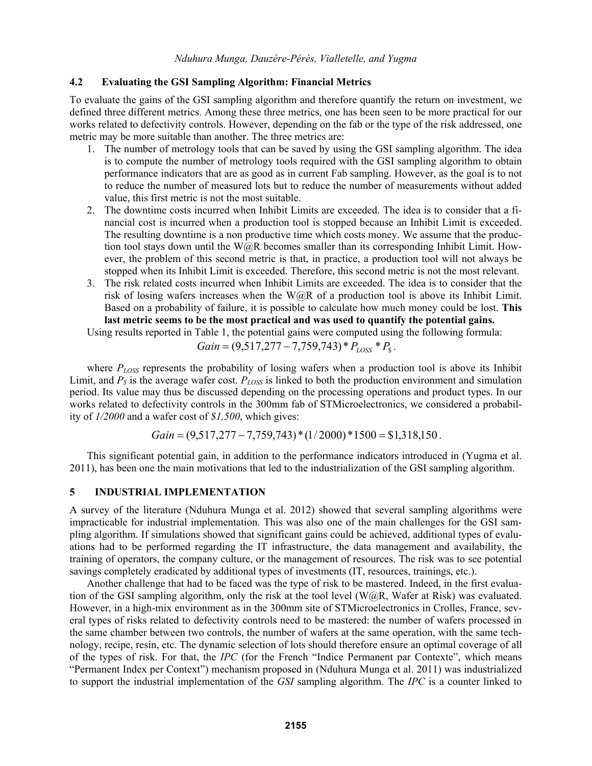## 4.2 Evaluating the GSI Sampling Algorithm: Financial Metrics

To evaluate the gains of the GSI sampling algorithm and therefore quantify the return on investment, we defined three different metrics. Among these three metrics, one has been seen to be more practical for our works related to defectivity controls. However, depending on the fab or the type of the risk addressed, one metric may be more suitable than another. The three metrics are:

1. The number of metrology tools that can be saved by using the GSI sampling algorithm. The idea is to compute the number of metrology tools required with the GSI sampling algorithm to obtain performance indicators that are as good as in current Fab sampling. However, as the goal is to not to reduce the number of measured lots but to reduce the number of measurements without added value, this first metric is not the most suitable.
2. The downtime costs incurred when Inhibit Limits are exceeded. The idea is to consider that a financial cost is incurred when a production tool is stopped because an Inhibit Limit is exceeded. The resulting downtime is a non productive time which costs money. We assume that the production tool stays down until the W@R becomes smaller than its corresponding Inhibit Limit. However, the problem of this second metric is that, in practice, a production tool will not always be stopped when its Inhibit Limit is exceeded. Therefore, this second metric is not the most relevant.
3. The risk related costs incurred when Inhibit Limits are exceeded. The idea is to consider that the risk of losing wafers increases when the W@R of a production tool is above its Inhibit Limit. Based on a probability of failure, it is possible to calculate how much money could be lost. **This last metric seems to be the most practical and was used to quantify the potential gains.**

Using results reported in Table 1, the potential gains were computed using the following formula:

$$Gain = (9{,}517{,}277 - 7{,}759{,}743) * P_{LOSS} * P_{\$}\,.$$

where $P_{LOSS}$ represents the probability of losing wafers when a production tool is above its Inhibit Limit, and $P_{\$}$ is the average wafer cost. $P_{LOSS}$ is linked to both the production environment and simulation period. Its value may thus be discussed depending on the processing operations and product types. In our works related to defectivity controls in the 300mm fab of STMicroelectronics, we considered a probability of *1/2000* and a wafer cost of *$1,500*, which gives:

$$Gain = (9{,}517{,}277 - 7{,}759{,}743) * (1/2000) * 1500 = \$1{,}318{,}150\,.$$

This significant potential gain, in addition to the performance indicators introduced in (Yugma et al. 2011), has been one the main motivations that led to the industrialization of the GSI sampling algorithm.

# 5 INDUSTRIAL IMPLEMENTATION

A survey of the literature (Nduhura Munga et al. 2012) showed that several sampling algorithms were impracticable for industrial implementation. This was also one of the main challenges for the GSI sampling algorithm. If simulations showed that significant gains could be achieved, additional types of evaluations had to be performed regarding the IT infrastructure, the data management and availability, the training of operators, the company culture, or the management of resources. The risk was to see potential savings completely eradicated by additional types of investments (IT, resources, trainings, etc.).

Another challenge that had to be faced was the type of risk to be mastered. Indeed, in the first evaluation of the GSI sampling algorithm, only the risk at the tool level (W@R, Wafer at Risk) was evaluated. However, in a high-mix environment as in the 300mm site of STMicroelectronics in Crolles, France, several types of risks related to defectivity controls need to be mastered: the number of wafers processed in the same chamber between two controls, the number of wafers at the same operation, with the same technology, recipe, resin, etc. The dynamic selection of lots should therefore ensure an optimal coverage of all of the types of risk. For that, the *IPC* (for the French "Indice Permanent par Contexte", which means "Permanent Index per Context") mechanism proposed in (Nduhura Munga et al. 2011) was industrialized to support the industrial implementation of the *GSI* sampling algorithm. The *IPC* is a counter linked to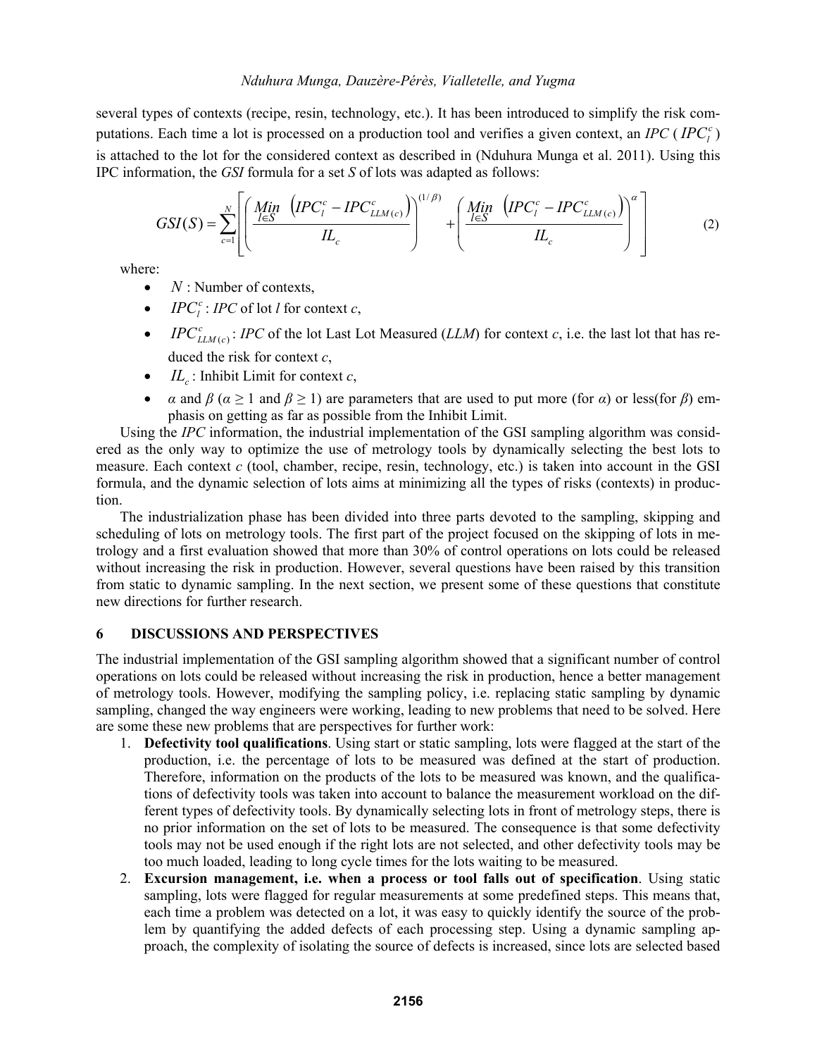several types of contexts (recipe, resin, technology, etc.). It has been introduced to simplify the risk computations. Each time a lot is processed on a production tool and verifies a given context, an *IPC* ( $IPC_l^c$ ) is attached to the lot for the considered context as described in (Nduhura Munga et al. 2011). Using this IPC information, the *GSI* formula for a set *S* of lots was adapted as follows:

$$GSI(S) = \sum_{c=1}^{N} \left[ \left( \frac{\underset{l \in S}{Min} \left( IPC_l^c - IPC_{LLM(c)}^c \right)}{IL_c} \right)^{(1/\beta)} + \left( \frac{\underset{l \in S}{Min} \left( IPC_l^c - IPC_{LLM(c)}^c \right)}{IL_c} \right)^{\alpha} \right] \tag{2}$$

where:

- $N$ : Number of contexts,
- $IPC_l^c$ : *IPC* of lot *l* for context *c*,
- $IPC_{LLM(c)}^c$ : *IPC* of the lot Last Lot Measured (*LLM*) for context *c*, i.e. the last lot that has reduced the risk for context *c*,
- $IL_c$ : Inhibit Limit for context *c*,
- $\alpha$ and $\beta$ ($\alpha \geq 1$ and $\beta \geq 1$) are parameters that are used to put more (for $\alpha$) or less(for $\beta$) emphasis on getting as far as possible from the Inhibit Limit.

Using the *IPC* information, the industrial implementation of the GSI sampling algorithm was considered as the only way to optimize the use of metrology tools by dynamically selecting the best lots to measure. Each context *c* (tool, chamber, recipe, resin, technology, etc.) is taken into account in the GSI formula, and the dynamic selection of lots aims at minimizing all the types of risks (contexts) in production.

The industrialization phase has been divided into three parts devoted to the sampling, skipping and scheduling of lots on metrology tools. The first part of the project focused on the skipping of lots in metrology and a first evaluation showed that more than 30% of control operations on lots could be released without increasing the risk in production. However, several questions have been raised by this transition from static to dynamic sampling. In the next section, we present some of these questions that constitute new directions for further research.

## 6 DISCUSSIONS AND PERSPECTIVES

The industrial implementation of the GSI sampling algorithm showed that a significant number of control operations on lots could be released without increasing the risk in production, hence a better management of metrology tools. However, modifying the sampling policy, i.e. replacing static sampling by dynamic sampling, changed the way engineers were working, leading to new problems that need to be solved. Here are some these new problems that are perspectives for further work:

1. **Defectivity tool qualifications**. Using start or static sampling, lots were flagged at the start of the production, i.e. the percentage of lots to be measured was defined at the start of production. Therefore, information on the products of the lots to be measured was known, and the qualifications of defectivity tools was taken into account to balance the measurement workload on the different types of defectivity tools. By dynamically selecting lots in front of metrology steps, there is no prior information on the set of lots to be measured. The consequence is that some defectivity tools may not be used enough if the right lots are not selected, and other defectivity tools may be too much loaded, leading to long cycle times for the lots waiting to be measured.
2. **Excursion management, i.e. when a process or tool falls out of specification**. Using static sampling, lots were flagged for regular measurements at some predefined steps. This means that, each time a problem was detected on a lot, it was easy to quickly identify the source of the problem by quantifying the added defects of each processing step. Using a dynamic sampling approach, the complexity of isolating the source of defects is increased, since lots are selected based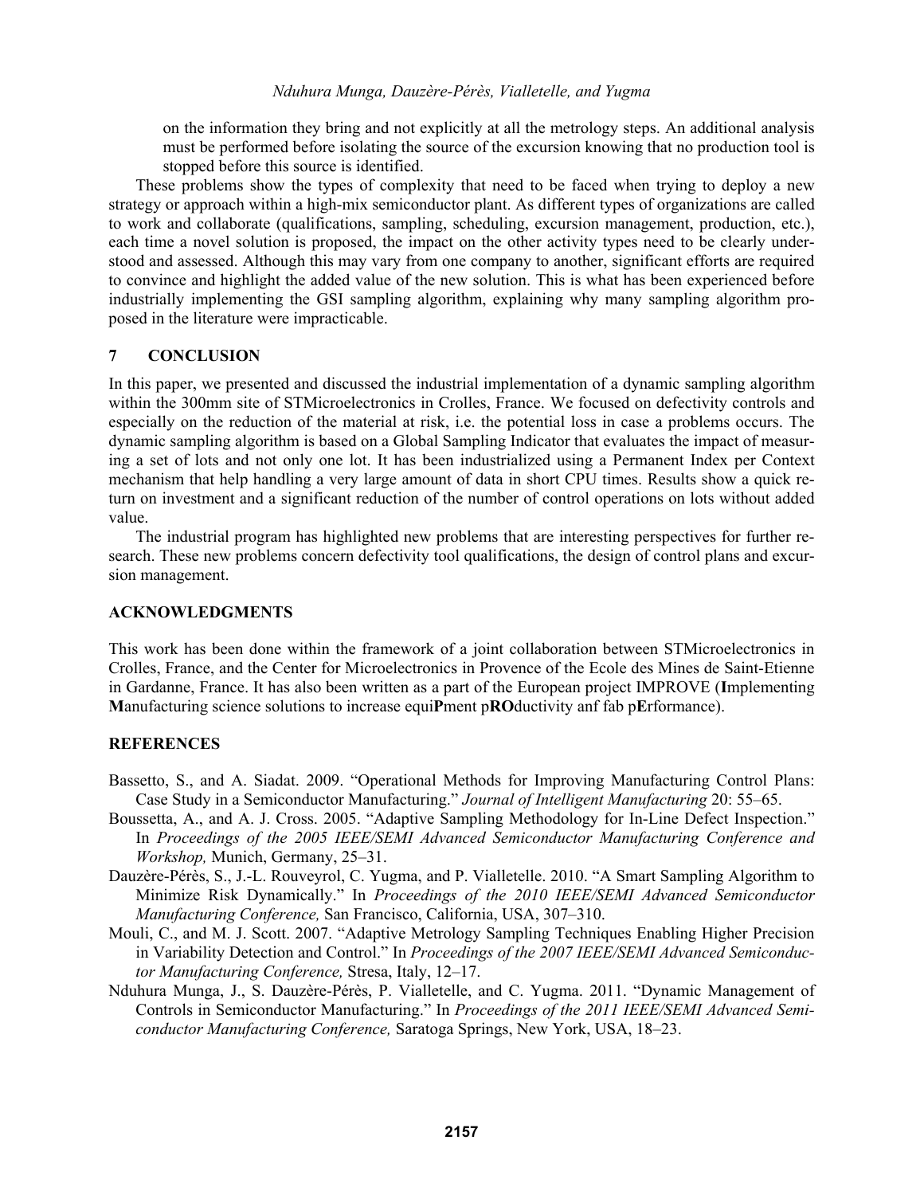on the information they bring and not explicitly at all the metrology steps. An additional analysis must be performed before isolating the source of the excursion knowing that no production tool is stopped before this source is identified.

These problems show the types of complexity that need to be faced when trying to deploy a new strategy or approach within a high-mix semiconductor plant. As different types of organizations are called to work and collaborate (qualifications, sampling, scheduling, excursion management, production, etc.), each time a novel solution is proposed, the impact on the other activity types need to be clearly understood and assessed. Although this may vary from one company to another, significant efforts are required to convince and highlight the added value of the new solution. This is what has been experienced before industrially implementing the GSI sampling algorithm, explaining why many sampling algorithm proposed in the literature were impracticable.

## 7 CONCLUSION

In this paper, we presented and discussed the industrial implementation of a dynamic sampling algorithm within the 300mm site of STMicroelectronics in Crolles, France. We focused on defectivity controls and especially on the reduction of the material at risk, i.e. the potential loss in case a problems occurs. The dynamic sampling algorithm is based on a Global Sampling Indicator that evaluates the impact of measuring a set of lots and not only one lot. It has been industrialized using a Permanent Index per Context mechanism that help handling a very large amount of data in short CPU times. Results show a quick return on investment and a significant reduction of the number of control operations on lots without added value.

The industrial program has highlighted new problems that are interesting perspectives for further research. These new problems concern defectivity tool qualifications, the design of control plans and excursion management.

## ACKNOWLEDGMENTS

This work has been done within the framework of a joint collaboration between STMicroelectronics in Crolles, France, and the Center for Microelectronics in Provence of the Ecole des Mines de Saint-Etienne in Gardanne, France. It has also been written as a part of the European project IMPROVE (**I**mplementing **M**anufacturing science solutions to increase equi**P**ment p**RO**ductivity anf fab p**E**rformance).

## REFERENCES

Bassetto, S., and A. Siadat. 2009. "Operational Methods for Improving Manufacturing Control Plans: Case Study in a Semiconductor Manufacturing." *Journal of Intelligent Manufacturing* 20: 55–65.

Boussetta, A., and A. J. Cross. 2005. "Adaptive Sampling Methodology for In-Line Defect Inspection." In *Proceedings of the 2005 IEEE/SEMI Advanced Semiconductor Manufacturing Conference and Workshop,* Munich, Germany, 25–31.

Dauzère-Pérès, S., J.-L. Rouveyrol, C. Yugma, and P. Vialletelle. 2010. "A Smart Sampling Algorithm to Minimize Risk Dynamically." In *Proceedings of the 2010 IEEE/SEMI Advanced Semiconductor Manufacturing Conference,* San Francisco, California, USA, 307–310.

Mouli, C., and M. J. Scott. 2007. "Adaptive Metrology Sampling Techniques Enabling Higher Precision in Variability Detection and Control." In *Proceedings of the 2007 IEEE/SEMI Advanced Semiconductor Manufacturing Conference,* Stresa, Italy, 12–17.

Nduhura Munga, J., S. Dauzère-Pérès, P. Vialletelle, and C. Yugma. 2011. "Dynamic Management of Controls in Semiconductor Manufacturing." In *Proceedings of the 2011 IEEE/SEMI Advanced Semiconductor Manufacturing Conference,* Saratoga Springs, New York, USA, 18–23.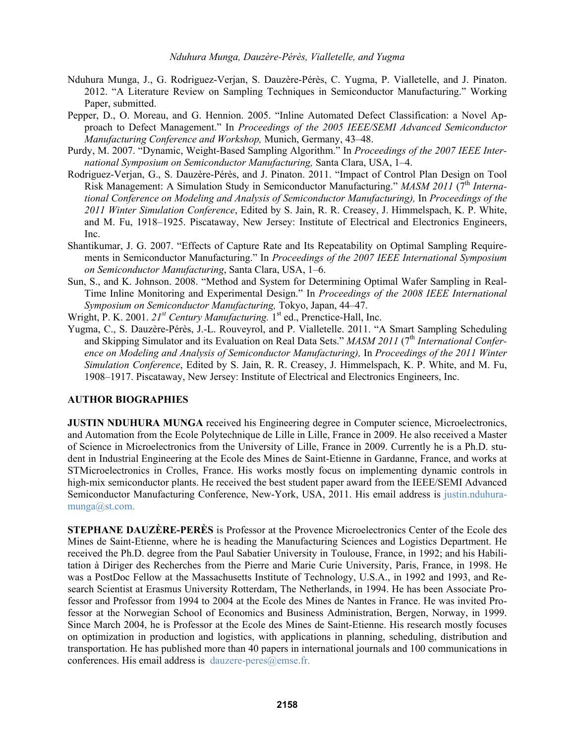Nduhura Munga, J., G. Rodriguez-Verjan, S. Dauzère-Pérès, C. Yugma, P. Vialletelle, and J. Pinaton. 2012. "A Literature Review on Sampling Techniques in Semiconductor Manufacturing." Working Paper, submitted.

Pepper, D., O. Moreau, and G. Hennion. 2005. "Inline Automated Defect Classification: a Novel Approach to Defect Management." In *Proceedings of the 2005 IEEE/SEMI Advanced Semiconductor Manufacturing Conference and Workshop,* Munich, Germany, 43–48.

Purdy, M. 2007. "Dynamic, Weight-Based Sampling Algorithm." In *Proceedings of the 2007 IEEE International Symposium on Semiconductor Manufacturing,* Santa Clara, USA, 1–4.

Rodriguez-Verjan, G., S. Dauzère-Pérès, and J. Pinaton. 2011. "Impact of Control Plan Design on Tool Risk Management: A Simulation Study in Semiconductor Manufacturing." *MASM 2011* (7th *International Conference on Modeling and Analysis of Semiconductor Manufacturing),* In *Proceedings of the 2011 Winter Simulation Conference*, Edited by S. Jain, R. R. Creasey, J. Himmelspach, K. P. White, and M. Fu, 1918–1925. Piscataway, New Jersey: Institute of Electrical and Electronics Engineers, Inc.

Shantikumar, J. G. 2007. "Effects of Capture Rate and Its Repeatability on Optimal Sampling Requirements in Semiconductor Manufacturing." In *Proceedings of the 2007 IEEE International Symposium on Semiconductor Manufacturing*, Santa Clara, USA, 1–6.

Sun, S., and K. Johnson. 2008. "Method and System for Determining Optimal Wafer Sampling in Real-Time Inline Monitoring and Experimental Design." In *Proceedings of the 2008 IEEE International Symposium on Semiconductor Manufacturing,* Tokyo, Japan, 44–47.

Wright, P. K. 2001. *21st Century Manufacturing.* 1st ed., Prenctice-Hall, Inc.

Yugma, C., S. Dauzère-Pérès, J.-L. Rouveyrol, and P. Vialletelle. 2011. "A Smart Sampling Scheduling and Skipping Simulator and its Evaluation on Real Data Sets." *MASM 2011* (7th *International Conference on Modeling and Analysis of Semiconductor Manufacturing),* In *Proceedings of the 2011 Winter Simulation Conference*, Edited by S. Jain, R. R. Creasey, J. Himmelspach, K. P. White, and M. Fu, 1908–1917. Piscataway, New Jersey: Institute of Electrical and Electronics Engineers, Inc.

## AUTHOR BIOGRAPHIES

**JUSTIN NDUHURA MUNGA** received his Engineering degree in Computer science, Microelectronics, and Automation from the Ecole Polytechnique de Lille in Lille, France in 2009. He also received a Master of Science in Microelectronics from the University of Lille, France in 2009. Currently he is a Ph.D. student in Industrial Engineering at the Ecole des Mines de Saint-Etienne in Gardanne, France, and works at STMicroelectronics in Crolles, France. His works mostly focus on implementing dynamic controls in high-mix semiconductor plants. He received the best student paper award from the IEEE/SEMI Advanced Semiconductor Manufacturing Conference, New-York, USA, 2011. His email address is justin.nduhura-munga@st.com.

**STEPHANE DAUZÈRE-PERÈS** is Professor at the Provence Microelectronics Center of the Ecole des Mines de Saint-Etienne, where he is heading the Manufacturing Sciences and Logistics Department. He received the Ph.D. degree from the Paul Sabatier University in Toulouse, France, in 1992; and his Habilitation à Diriger des Recherches from the Pierre and Marie Curie University, Paris, France, in 1998. He was a PostDoc Fellow at the Massachusetts Institute of Technology, U.S.A., in 1992 and 1993, and Research Scientist at Erasmus University Rotterdam, The Netherlands, in 1994. He has been Associate Professor and Professor from 1994 to 2004 at the Ecole des Mines de Nantes in France. He was invited Professor at the Norwegian School of Economics and Business Administration, Bergen, Norway, in 1999. Since March 2004, he is Professor at the Ecole des Mines de Saint-Etienne. His research mostly focuses on optimization in production and logistics, with applications in planning, scheduling, distribution and transportation. He has published more than 40 papers in international journals and 100 communications in conferences. His email address is dauzere-peres@emse.fr.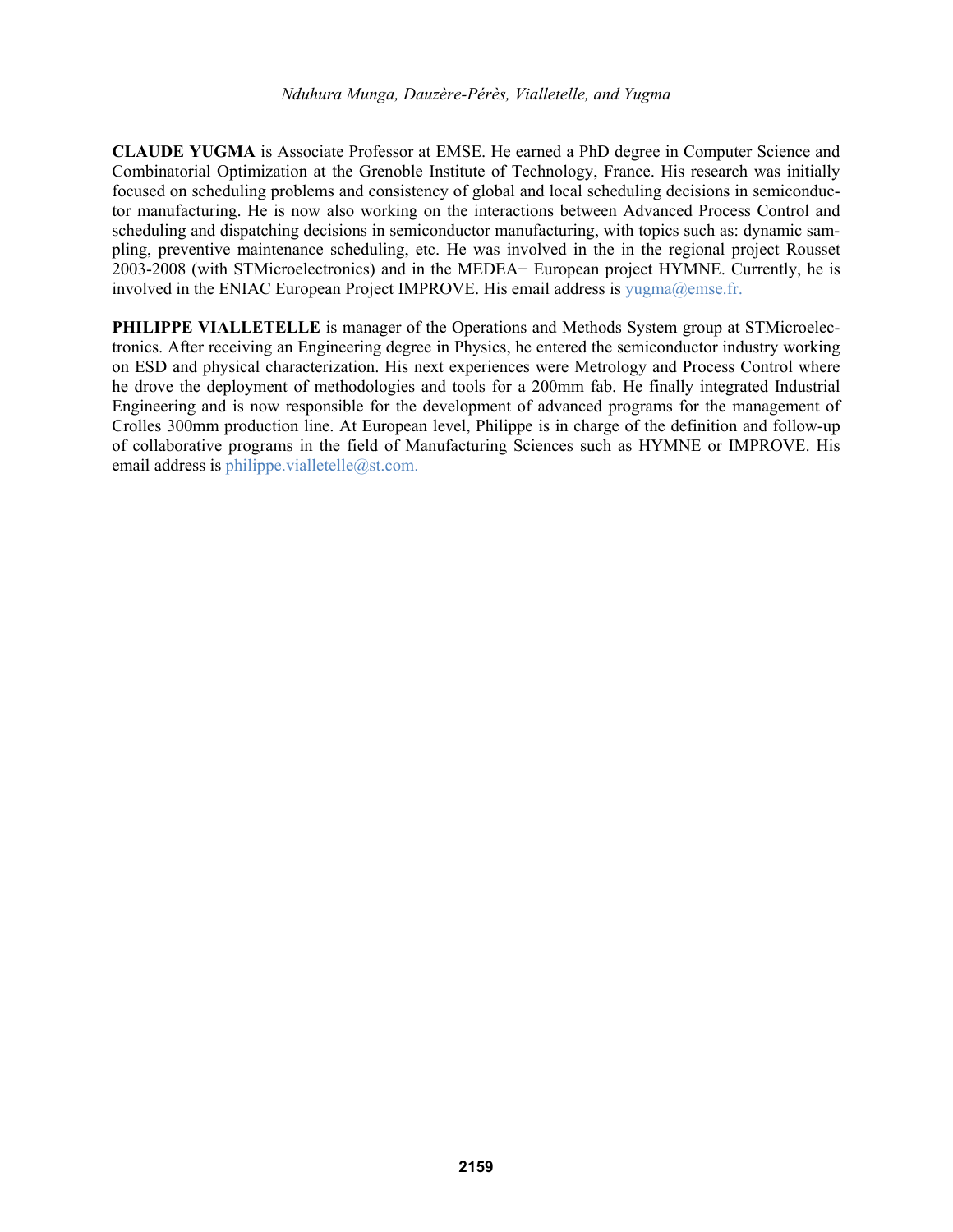**CLAUDE YUGMA** is Associate Professor at EMSE. He earned a PhD degree in Computer Science and Combinatorial Optimization at the Grenoble Institute of Technology, France. His research was initially focused on scheduling problems and consistency of global and local scheduling decisions in semiconductor manufacturing. He is now also working on the interactions between Advanced Process Control and scheduling and dispatching decisions in semiconductor manufacturing, with topics such as: dynamic sampling, preventive maintenance scheduling, etc. He was involved in the in the regional project Rousset 2003-2008 (with STMicroelectronics) and in the MEDEA+ European project HYMNE. Currently, he is involved in the ENIAC European Project IMPROVE. His email address is yugma@emse.fr.

**PHILIPPE VIALLETELLE** is manager of the Operations and Methods System group at STMicroelectronics. After receiving an Engineering degree in Physics, he entered the semiconductor industry working on ESD and physical characterization. His next experiences were Metrology and Process Control where he drove the deployment of methodologies and tools for a 200mm fab. He finally integrated Industrial Engineering and is now responsible for the development of advanced programs for the management of Crolles 300mm production line. At European level, Philippe is in charge of the definition and follow-up of collaborative programs in the field of Manufacturing Sciences such as HYMNE or IMPROVE. His email address is philippe.vialletelle@st.com.